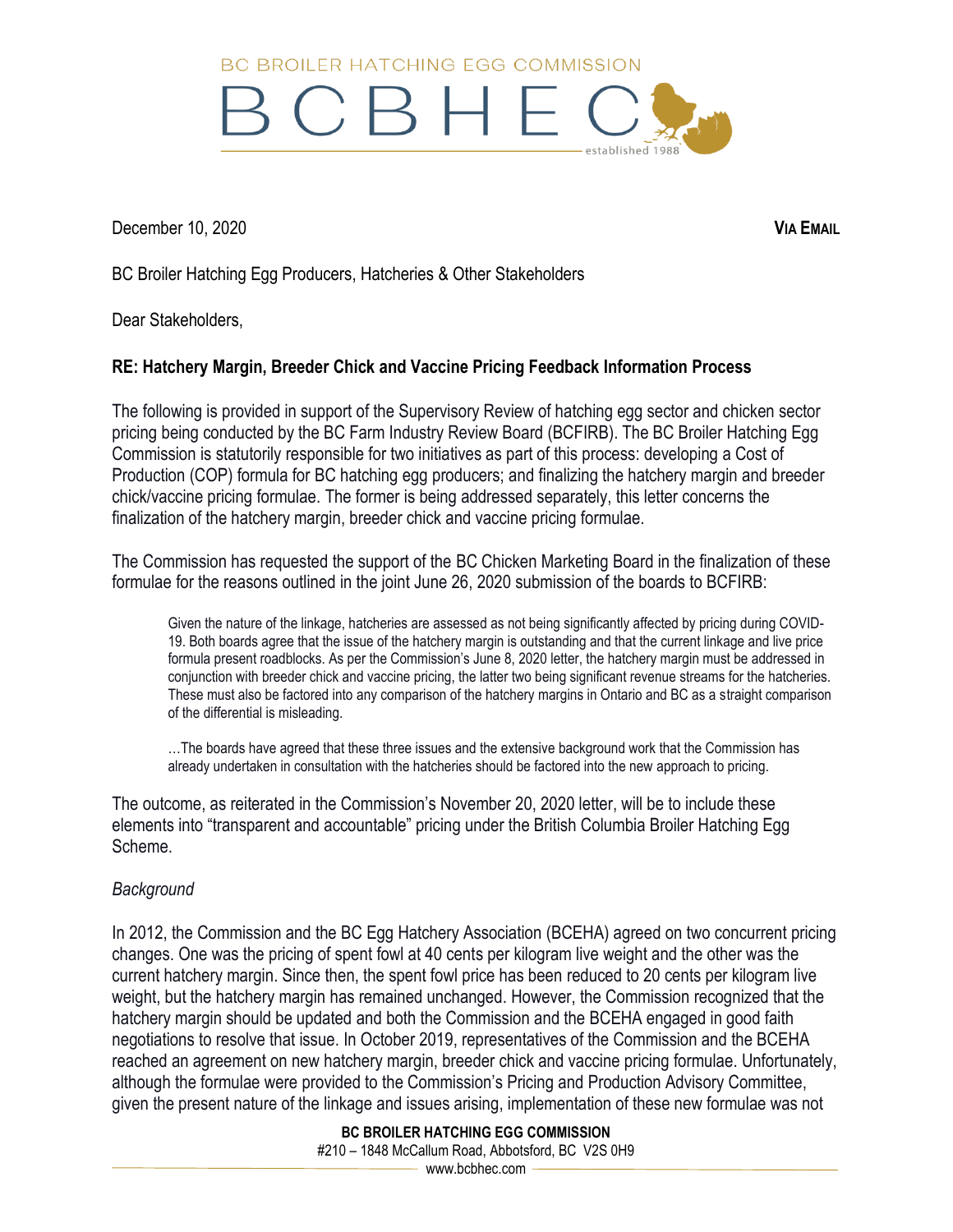BC BROILER HATCHING EGG COMMISSION

# BCBHEC

established 1988

December 10, 2020 **VIA EMAIL**

BC Broiler Hatching Egg Producers, Hatcheries & Other Stakeholders

Dear Stakeholders,

**RE: Hatchery Margin, Breeder Chick and Vaccine Pricing Feedback Information Process**

The following is provided in support of the Supervisory Review of hatching egg sector and chicken sector pricing being conducted by the BC Farm Industry Review Board (BCFIRB). The BC Broiler Hatching Egg Commission is statutorily responsible for two initiatives as part of this process: developing a Cost of Production (COP) formula for BC hatching egg producers; and finalizing the hatchery margin and breeder chick/vaccine pricing formulae. The former is being addressed separately, this letter concerns the finalization of the hatchery margin, breeder chick and vaccine pricing formulae.

The Commission has requested the support of the BC Chicken Marketing Board in the finalization of these formulae for the reasons outlined in the joint June 26, 2020 submission of the boards to BCFIRB:

> Given the nature of the linkage, hatcheries are assessed as not being significantly affected by pricing during COVID-19. Both boards agree that the issue of the hatchery margin is outstanding and that the current linkage and live price formula present roadblocks. As per the Commission's June 8, 2020 letter, the hatchery margin must be addressed in conjunction with breeder chick and vaccine pricing, the latter two being significant revenue streams for the hatcheries. These must also be factored into any comparison of the hatchery margins in Ontario and BC as a straight comparison of the differential is misleading.
>
> …The boards have agreed that these three issues and the extensive background work that the Commission has already undertaken in consultation with the hatcheries should be factored into the new approach to pricing.

The outcome, as reiterated in the Commission's November 20, 2020 letter, will be to include these elements into "transparent and accountable" pricing under the British Columbia Broiler Hatching Egg Scheme.

*Background*

In 2012, the Commission and the BC Egg Hatchery Association (BCEHA) agreed on two concurrent pricing changes. One was the pricing of spent fowl at 40 cents per kilogram live weight and the other was the current hatchery margin. Since then, the spent fowl price has been reduced to 20 cents per kilogram live weight, but the hatchery margin has remained unchanged. However, the Commission recognized that the hatchery margin should be updated and both the Commission and the BCEHA engaged in good faith negotiations to resolve that issue. In October 2019, representatives of the Commission and the BCEHA reached an agreement on new hatchery margin, breeder chick and vaccine pricing formulae. Unfortunately, although the formulae were provided to the Commission's Pricing and Production Advisory Committee, given the present nature of the linkage and issues arising, implementation of these new formulae was not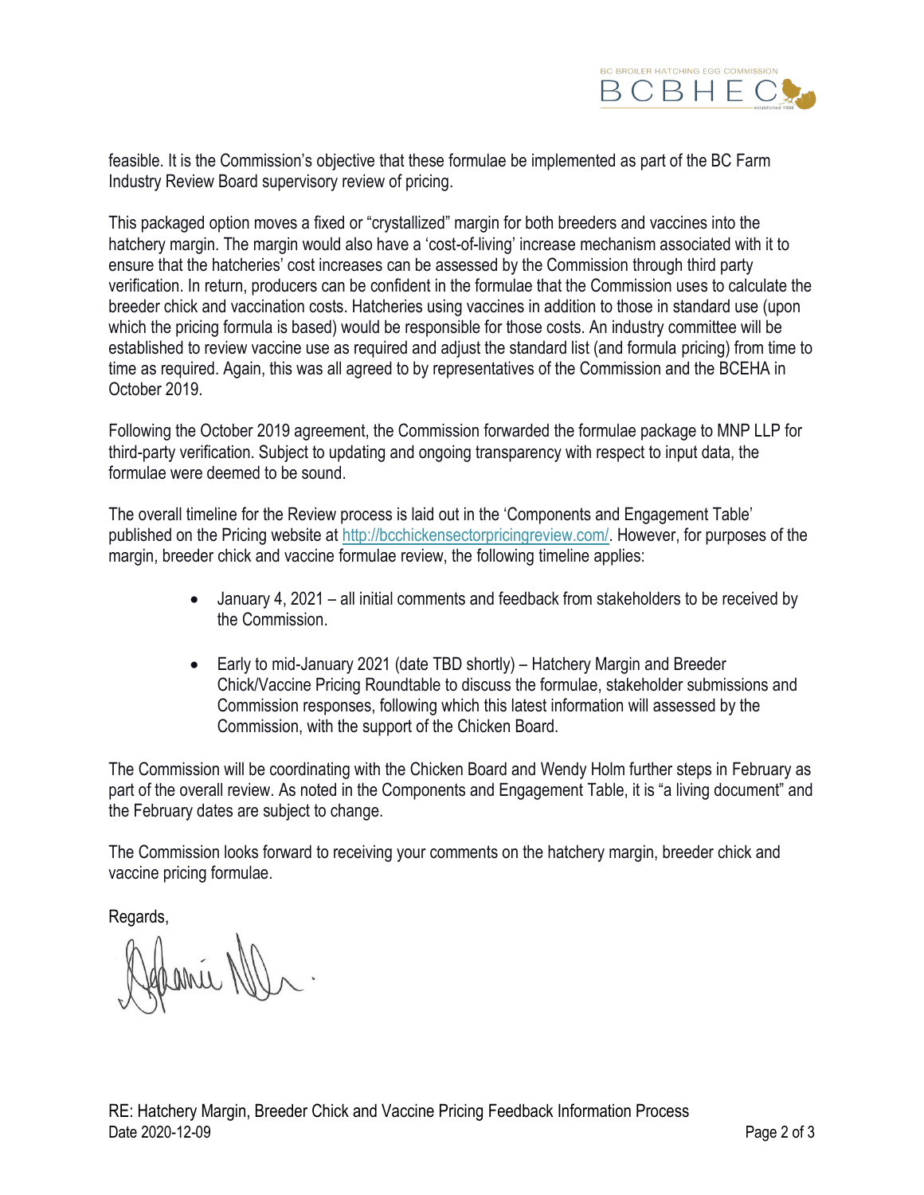feasible. It is the Commission's objective that these formulae be implemented as part of the BC Farm Industry Review Board supervisory review of pricing.

This packaged option moves a fixed or "crystallized" margin for both breeders and vaccines into the hatchery margin. The margin would also have a 'cost-of-living' increase mechanism associated with it to ensure that the hatcheries' cost increases can be assessed by the Commission through third party verification. In return, producers can be confident in the formulae that the Commission uses to calculate the breeder chick and vaccination costs. Hatcheries using vaccines in addition to those in standard use (upon which the pricing formula is based) would be responsible for those costs. An industry committee will be established to review vaccine use as required and adjust the standard list (and formula pricing) from time to time as required. Again, this was all agreed to by representatives of the Commission and the BCEHA in October 2019.

Following the October 2019 agreement, the Commission forwarded the formulae package to MNP LLP for third-party verification. Subject to updating and ongoing transparency with respect to input data, the formulae were deemed to be sound.

The overall timeline for the Review process is laid out in the 'Components and Engagement Table' published on the Pricing website at http://bcchickensectorpricingreview.com/. However, for purposes of the margin, breeder chick and vaccine formulae review, the following timeline applies:

- January 4, 2021 – all initial comments and feedback from stakeholders to be received by the Commission.
- Early to mid-January 2021 (date TBD shortly) – Hatchery Margin and Breeder Chick/Vaccine Pricing Roundtable to discuss the formulae, stakeholder submissions and Commission responses, following which this latest information will assessed by the Commission, with the support of the Chicken Board.

The Commission will be coordinating with the Chicken Board and Wendy Holm further steps in February as part of the overall review. As noted in the Components and Engagement Table, it is "a living document" and the February dates are subject to change.

The Commission looks forward to receiving your comments on the hatchery margin, breeder chick and vaccine pricing formulae.

Regards,

RE: Hatchery Margin, Breeder Chick and Vaccine Pricing Feedback Information Process
Date 2020-12-09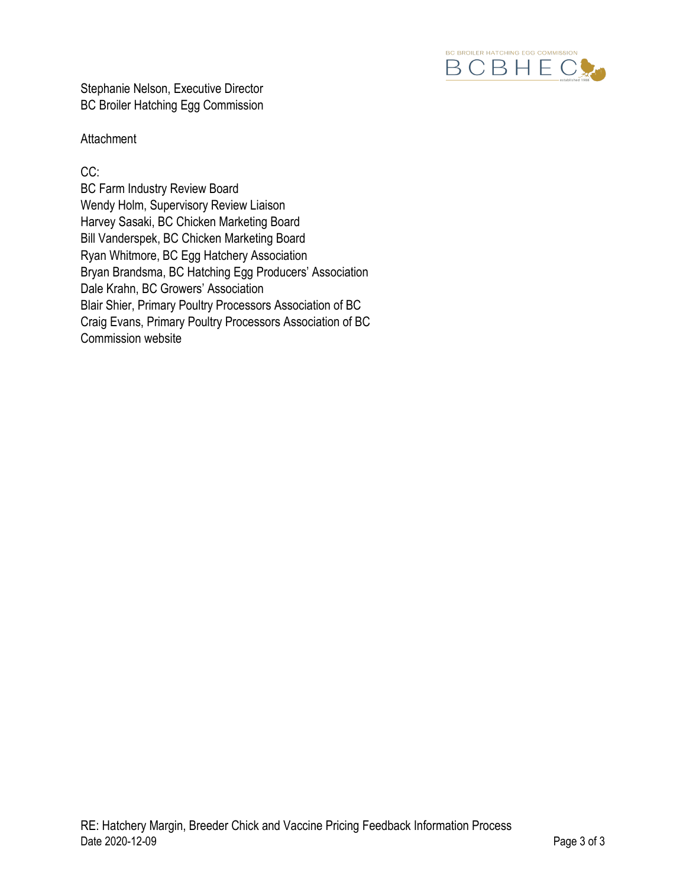Stephanie Nelson, Executive Director
BC Broiler Hatching Egg Commission

Attachment

CC:
BC Farm Industry Review Board
Wendy Holm, Supervisory Review Liaison
Harvey Sasaki, BC Chicken Marketing Board
Bill Vanderspek, BC Chicken Marketing Board
Ryan Whitmore, BC Egg Hatchery Association
Bryan Brandsma, BC Hatching Egg Producers' Association
Dale Krahn, BC Growers' Association
Blair Shier, Primary Poultry Processors Association of BC
Craig Evans, Primary Poultry Processors Association of BC
Commission website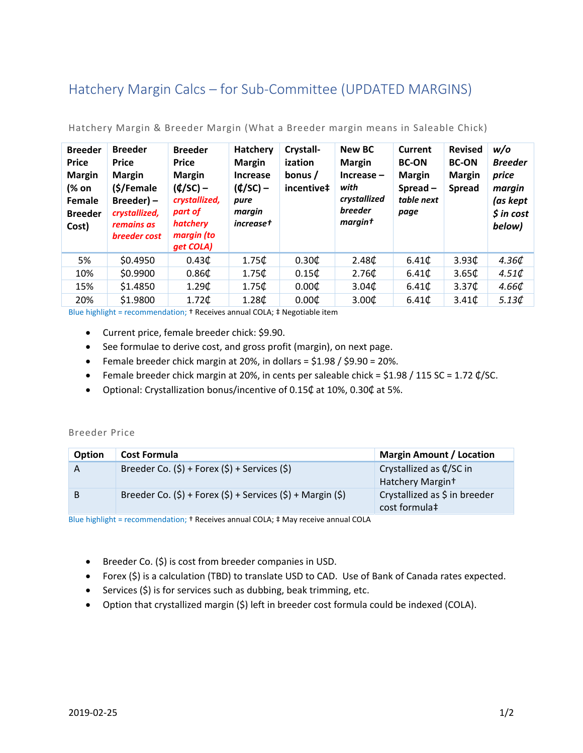# Hatchery Margin Calcs – for Sub-Committee (UPDATED MARGINS)

### Hatchery Margin & Breeder Margin (What a Breeder margin means in Saleable Chick)

| Breeder Price Margin (% on Female Breeder Cost) | Breeder Price Margin ($/Female Breeder) – *crystallized, remains as breeder cost* | Breeder Price Margin (₵/SC) – *crystallized, part of hatchery margin (to get COLA)* | Hatchery Margin Increase (₵/SC) – *pure margin increase†* | Crystall-ization bonus / incentive‡ | New BC Margin Increase – *with crystallized breeder margin†* | Current BC-ON Margin Spread – *table next page* | Revised BC-ON Margin Spread | *w/o Breeder price margin (as kept $ in cost below)* |
|---|---|---|---|---|---|---|---|---|
| 5% | $0.4950 | 0.43₵ | 1.75₵ | 0.30₵ | 2.48₵ | 6.41₵ | 3.93₵ | *4.36₵* |
| 10% | $0.9900 | 0.86₵ | 1.75₵ | 0.15₵ | 2.76₵ | 6.41₵ | 3.65₵ | *4.51₵* |
| 15% | $1.4850 | 1.29₵ | 1.75₵ | 0.00₵ | 3.04₵ | 6.41₵ | 3.37₵ | *4.66₵* |
| 20% | $1.9800 | 1.72₵ | 1.28₵ | 0.00₵ | 3.00₵ | 6.41₵ | 3.41₵ | *5.13₵* |

Blue highlight = recommendation; † Receives annual COLA; ‡ Negotiable item

- Current price, female breeder chick: $9.90.
- See formulae to derive cost, and gross profit (margin), on next page.
- Female breeder chick margin at 20%, in dollars = $1.98 / $9.90 = 20%.
- Female breeder chick margin at 20%, in cents per saleable chick = $1.98 / 115 SC = 1.72 ₵/SC.
- Optional: Crystallization bonus/incentive of 0.15₵ at 10%, 0.30₵ at 5%.

### Breeder Price

| Option | Cost Formula | Margin Amount / Location |
|---|---|---|
| A | Breeder Co. ($) + Forex ($) + Services ($) | Crystallized as ₵/SC in Hatchery Margin† |
| B | Breeder Co. ($) + Forex ($) + Services ($) + Margin ($) | Crystallized as $ in breeder cost formula‡ |

Blue highlight = recommendation; † Receives annual COLA; ‡ May receive annual COLA

- Breeder Co. ($) is cost from breeder companies in USD.
- Forex ($) is a calculation (TBD) to translate USD to CAD. Use of Bank of Canada rates expected.
- Services ($) is for services such as dubbing, beak trimming, etc.
- Option that crystallized margin ($) left in breeder cost formula could be indexed (COLA).

2019-02-25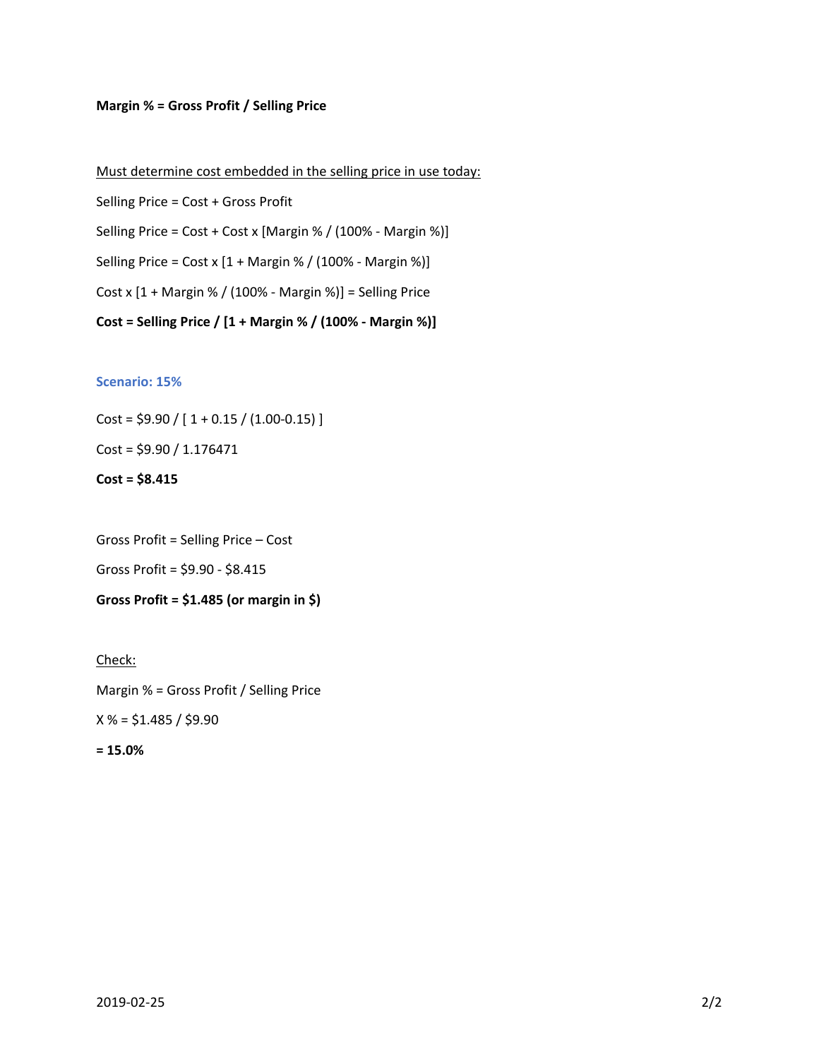**Margin % = Gross Profit / Selling Price**

Must determine cost embedded in the selling price in use today:

Selling Price = Cost + Gross Profit

Selling Price = Cost + Cost x [Margin % / (100% - Margin %)]

Selling Price = Cost x [1 + Margin % / (100% - Margin %)]

Cost x [1 + Margin % / (100% - Margin %)] = Selling Price

**Cost = Selling Price / [1 + Margin % / (100% - Margin %)]**

### Scenario: 15%

Cost = $9.90 / [ 1 + 0.15 / (1.00-0.15) ]

Cost = $9.90 / 1.176471

**Cost = $8.415**

Gross Profit = Selling Price – Cost

Gross Profit = $9.90 - $8.415

**Gross Profit = $1.485 (or margin in $)**

Check:

Margin % = Gross Profit / Selling Price

X % = $1.485 / $9.90

**= 15.0%**

2019-02-25